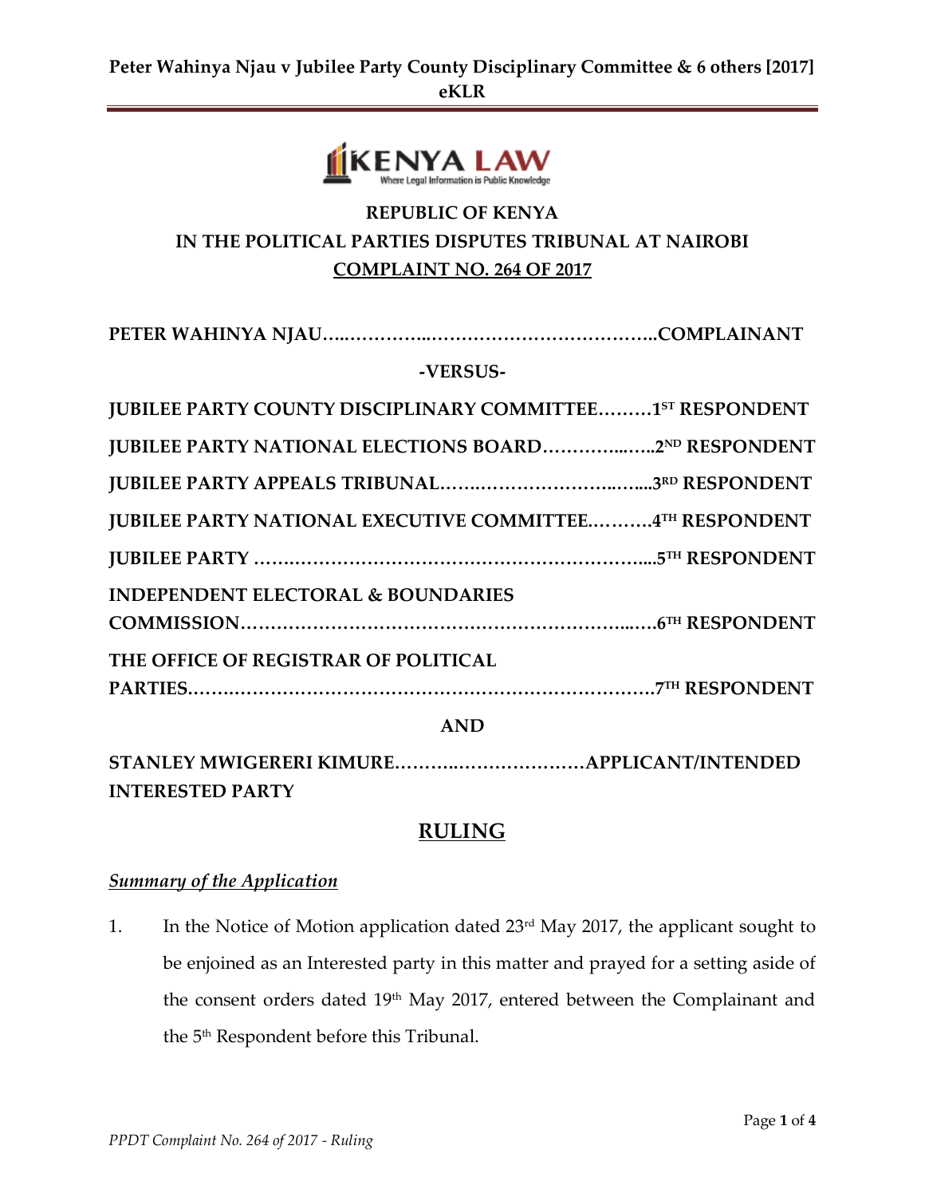**REPUBLIC OF KENYA**

**IN THE POLITICAL PARTIES DISPUTES TRIBUNAL AT NAIROBI**

**COMPLAINT NO. 264 OF 2017**

**PETER WAHINYA NJAU…..…………..………………………………..COMPLAINANT**

**-VERSUS-**

**JUBILEE PARTY COUNTY DISCIPLINARY COMMITTEE………1ST RESPONDENT**

**JUBILEE PARTY NATIONAL ELECTIONS BOARD…………...…..2ND RESPONDENT**

**JUBILEE PARTY APPEALS TRIBUNAL…….…………………..…....3RD RESPONDENT**

**JUBILEE PARTY NATIONAL EXECUTIVE COMMITTEE..………4TH RESPONDENT**

**JUBILEE PARTY …….………………………………………………....5TH RESPONDENT**

**INDEPENDENT ELECTORAL & BOUNDARIES COMMISSION……………………………………………………..……6TH RESPONDENT**

**THE OFFICE OF REGISTRAR OF POLITICAL PARTIES……………………………………………………………………7TH RESPONDENT**

**AND**

**STANLEY MWIGERERI KIMURE…………..…………………APPLICANT/INTENDED INTERESTED PARTY**

## RULING

### *Summary of the Application*

1. In the Notice of Motion application dated 23rd May 2017, the applicant sought to be enjoined as an Interested party in this matter and prayed for a setting aside of the consent orders dated 19th May 2017, entered between the Complainant and the 5th Respondent before this Tribunal.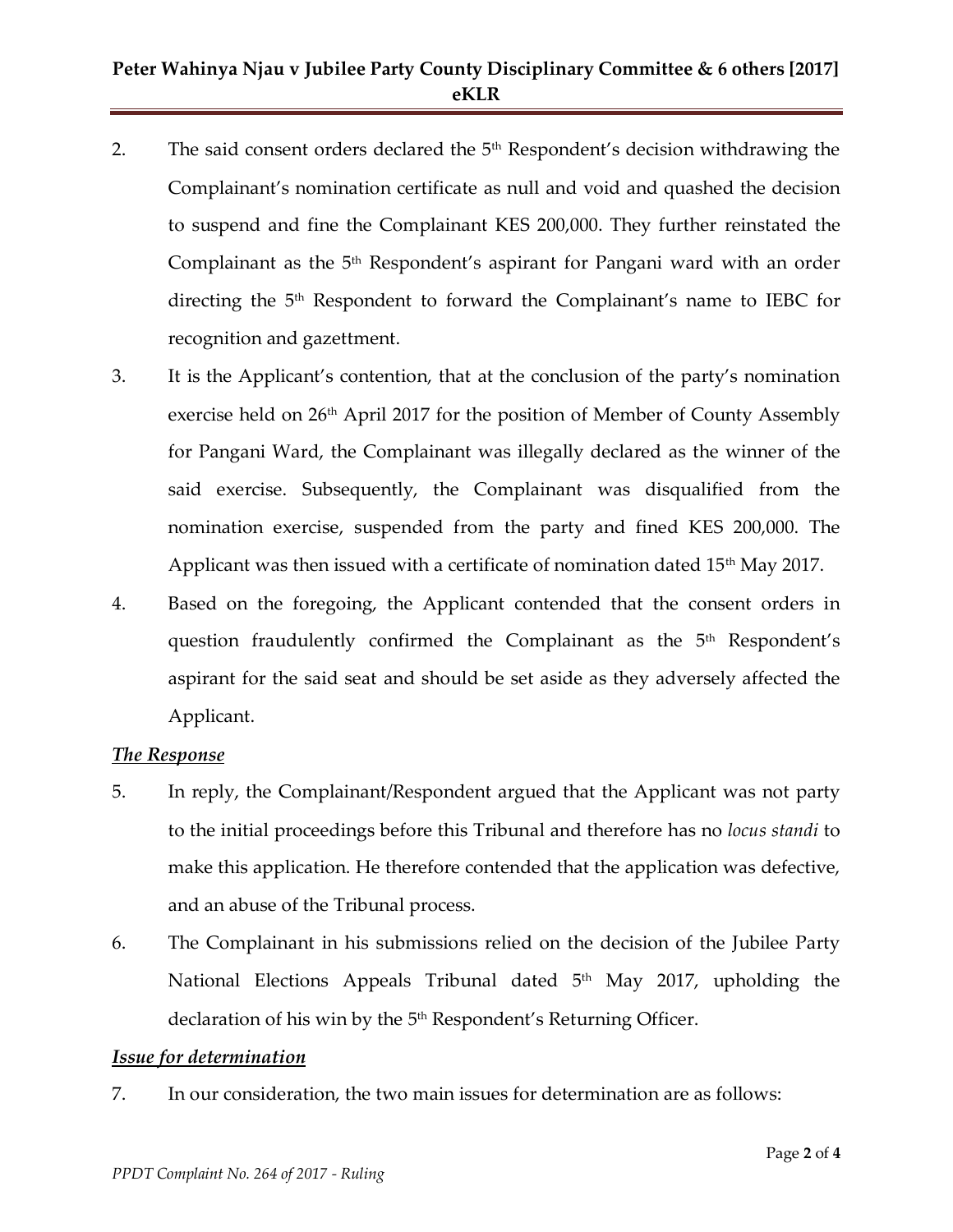2. The said consent orders declared the 5th Respondent's decision withdrawing the Complainant's nomination certificate as null and void and quashed the decision to suspend and fine the Complainant KES 200,000. They further reinstated the Complainant as the 5th Respondent's aspirant for Pangani ward with an order directing the 5th Respondent to forward the Complainant's name to IEBC for recognition and gazettment.

3. It is the Applicant's contention, that at the conclusion of the party's nomination exercise held on 26th April 2017 for the position of Member of County Assembly for Pangani Ward, the Complainant was illegally declared as the winner of the said exercise. Subsequently, the Complainant was disqualified from the nomination exercise, suspended from the party and fined KES 200,000. The Applicant was then issued with a certificate of nomination dated 15th May 2017.

4. Based on the foregoing, the Applicant contended that the consent orders in question fraudulently confirmed the Complainant as the 5th Respondent's aspirant for the said seat and should be set aside as they adversely affected the Applicant.

***The Response***

5. In reply, the Complainant/Respondent argued that the Applicant was not party to the initial proceedings before this Tribunal and therefore has no *locus standi* to make this application. He therefore contended that the application was defective, and an abuse of the Tribunal process.

6. The Complainant in his submissions relied on the decision of the Jubilee Party National Elections Appeals Tribunal dated 5th May 2017, upholding the declaration of his win by the 5th Respondent's Returning Officer.

***Issue for determination***

7. In our consideration, the two main issues for determination are as follows: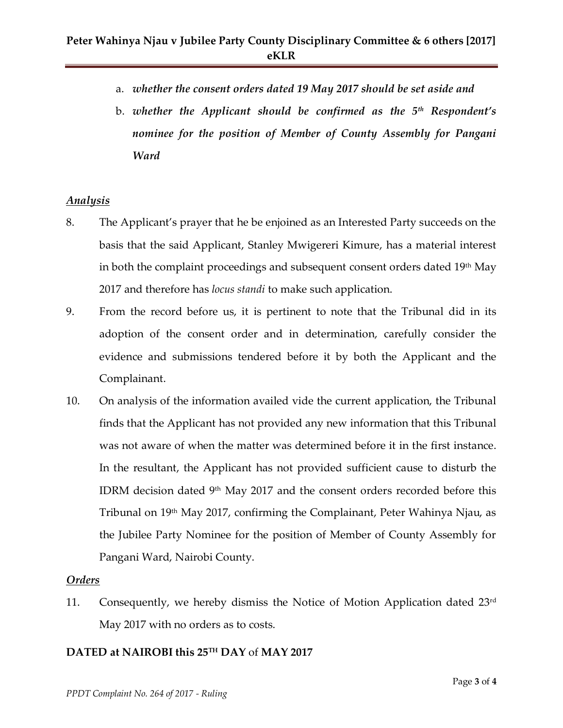a. ***whether the consent orders dated 19 May 2017 should be set aside and***
b. ***whether the Applicant should be confirmed as the 5th Respondent's nominee for the position of Member of County Assembly for Pangani Ward***

## ***Analysis***

8. The Applicant's prayer that he be enjoined as an Interested Party succeeds on the basis that the said Applicant, Stanley Mwigereri Kimure, has a material interest in both the complaint proceedings and subsequent consent orders dated 19th May 2017 and therefore has *locus standi* to make such application.

9. From the record before us, it is pertinent to note that the Tribunal did in its adoption of the consent order and in determination, carefully consider the evidence and submissions tendered before it by both the Applicant and the Complainant.

10. On analysis of the information availed vide the current application, the Tribunal finds that the Applicant has not provided any new information that this Tribunal was not aware of when the matter was determined before it in the first instance. In the resultant, the Applicant has not provided sufficient cause to disturb the IDRM decision dated 9th May 2017 and the consent orders recorded before this Tribunal on 19th May 2017, confirming the Complainant, Peter Wahinya Njau, as the Jubilee Party Nominee for the position of Member of County Assembly for Pangani Ward, Nairobi County.

## ***Orders***

11. Consequently, we hereby dismiss the Notice of Motion Application dated 23rd May 2017 with no orders as to costs.

**DATED at NAIROBI this 25TH DAY** of **MAY 2017**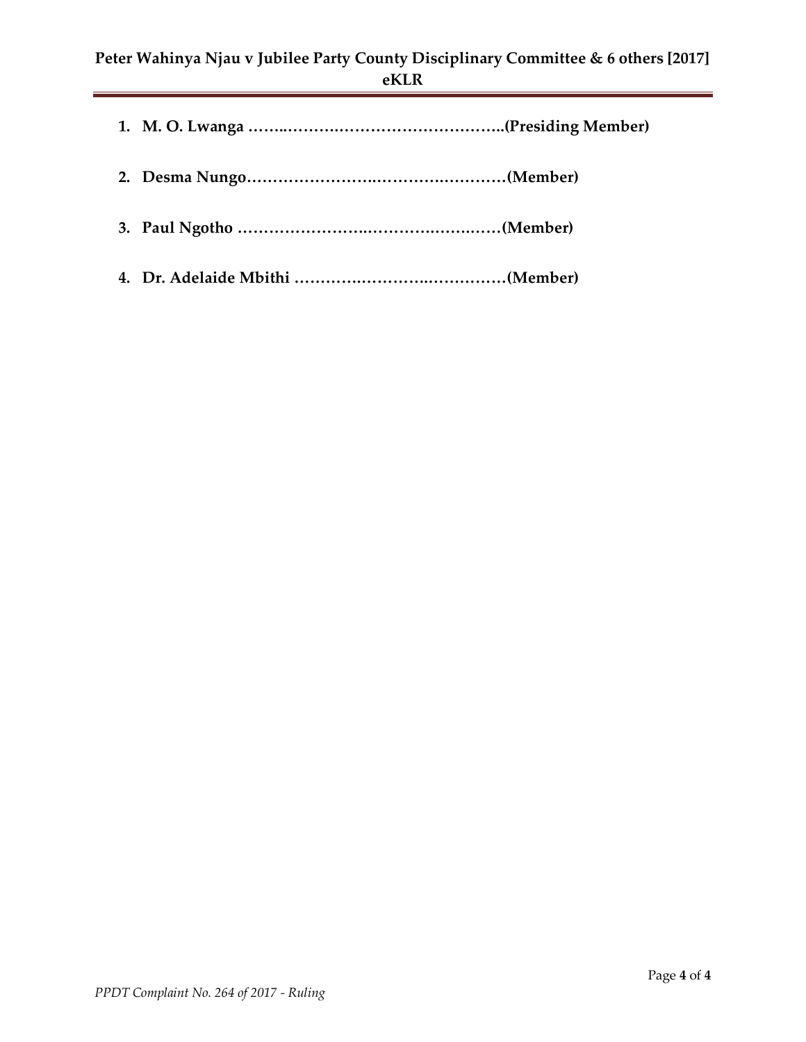1. **M. O. Lwanga ……..……….………………………..(Presiding Member)**

2. **Desma Nungo…………………..……….…………(Member)**

3. **Paul Ngotho …………………..……….…….……(Member)**

4. **Dr. Adelaide Mbithi ……….………….……………(Member)**